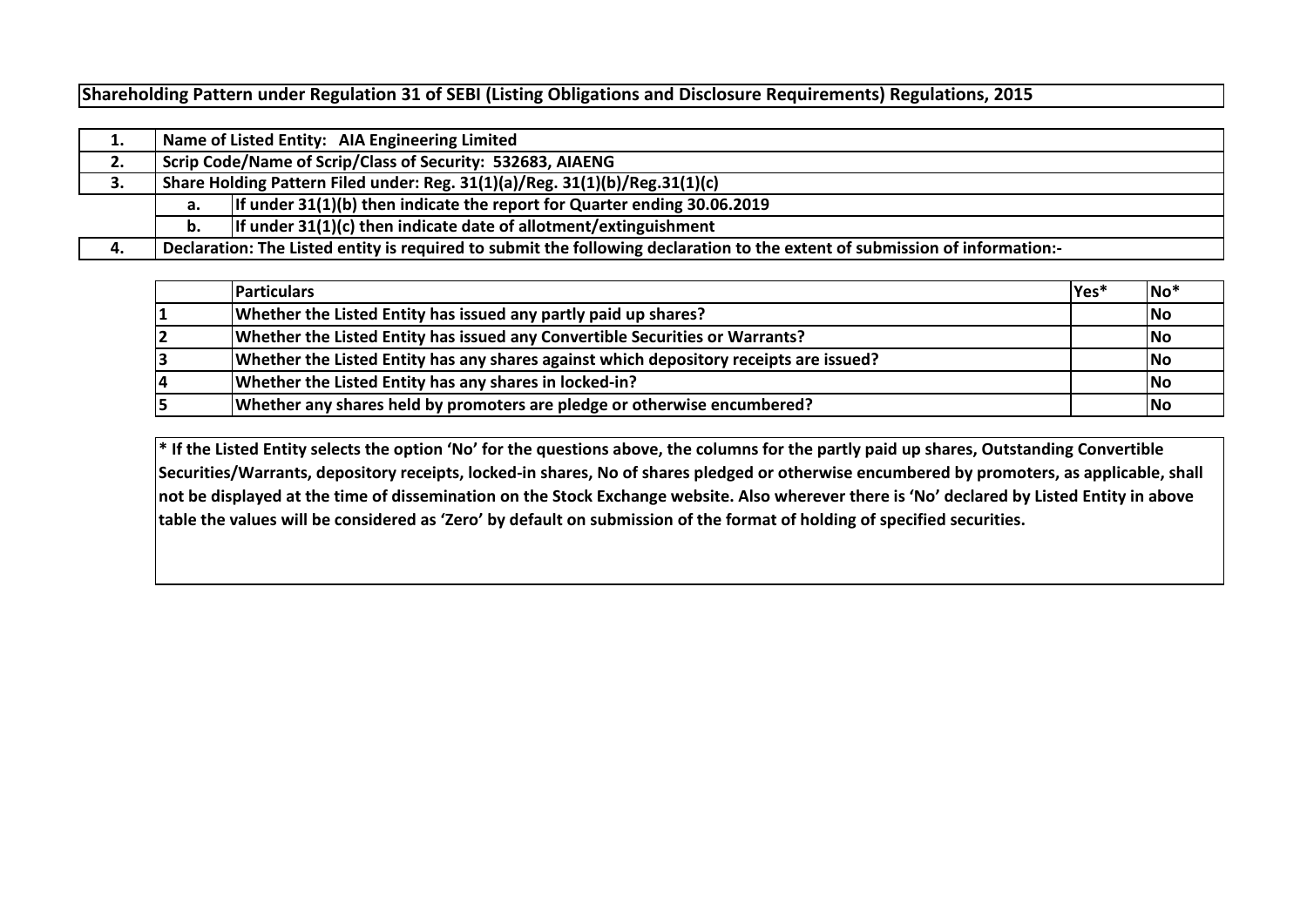**Shareholding Pattern under Regulation 31 of SEBI (Listing Obligations and Disclosure Requirements) Regulations, 2015**

| | | |
|---|---|---|
| **1.** | **Name of Listed Entity: AIA Engineering Limited** | |
| **2.** | **Scrip Code/Name of Scrip/Class of Security: 532683, AIAENG** | |
| **3.** | **Share Holding Pattern Filed under: Reg. 31(1)(a)/Reg. 31(1)(b)/Reg.31(1)(c)** | |
| | **a.** | **If under 31(1)(b) then indicate the report for Quarter ending 30.06.2019** |
| | **b.** | **If under 31(1)(c) then indicate date of allotment/extinguishment** |
| **4.** | **Declaration: The Listed entity is required to submit the following declaration to the extent of submission of information:-** | |

| | **Particulars** | **Yes*** | **No*** |
|---|---|---|---|
| **1** | **Whether the Listed Entity has issued any partly paid up shares?** | | **No** |
| **2** | **Whether the Listed Entity has issued any Convertible Securities or Warrants?** | | **No** |
| **3** | **Whether the Listed Entity has any shares against which depository receipts are issued?** | | **No** |
| **4** | **Whether the Listed Entity has any shares in locked-in?** | | **No** |
| **5** | **Whether any shares held by promoters are pledge or otherwise encumbered?** | | **No** |

**\* If the Listed Entity selects the option 'No' for the questions above, the columns for the partly paid up shares, Outstanding Convertible Securities/Warrants, depository receipts, locked-in shares, No of shares pledged or otherwise encumbered by promoters, as applicable, shall not be displayed at the time of dissemination on the Stock Exchange website. Also wherever there is 'No' declared by Listed Entity in above table the values will be considered as 'Zero' by default on submission of the format of holding of specified securities.**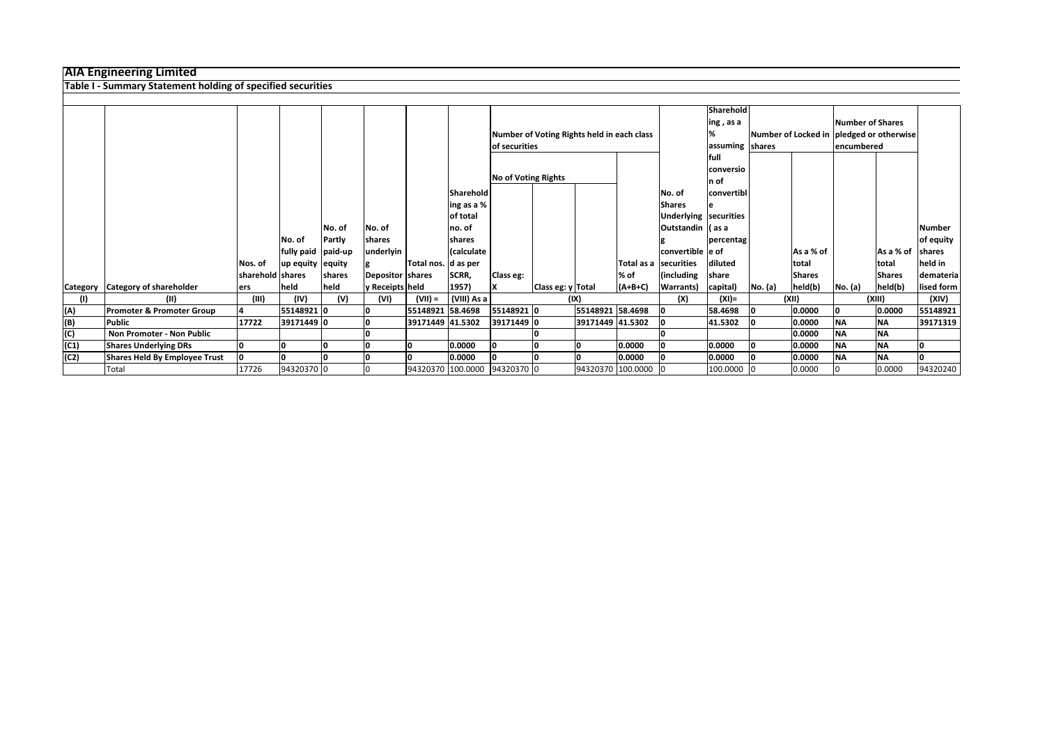# AIA Engineering Limited

## Table I - Summary Statement holding of specified securities

| Category | Category of shareholder | Nos. of shareholders | No. of fully paid up equity shares held | No. of Partly paid-up equity shares held | No. of shares underlying Depository Receipts | Total nos. shares held | Shareholding as a % of total no. of shares (calculated as per SCRR, 1957) | Number of Voting Rights held in each class of securities | | | | No. of Shares Underlying Outstanding convertible securities (including Warrants) | Shareholding , as a % assuming full conversion of convertible securities ( as a percentage of diluted share capital) | Number of Locked in shares | | Number of Shares pledged or otherwise encumbered | | Number of equity shares held in dematerialised form |
|---|---|---|---|---|---|---|---|---|---|---|---|---|---|---|---|---|---|---|
| | | | | | | | | No of Voting Rights | | | Total as a % of (A+B+C) | | | No. (a) | As a % of total Shares held(b) | No. (a) | As a % of total Shares held(b) | |
| | | | | | | | | Class eg: X | Class eg: y | Total | | | | | | | | |
| (I) | (II) | (III) | (IV) | (V) | (VI) | (VII) = | (VIII) As a | (IX) | | | | (X) | (XI)= | (XII) | | (XIII) | | (XIV) |
| (A) | Promoter & Promoter Group | 4 | 55148921 | 0 | 0 | 55148921 | 58.4698 | 55148921 | 0 | 55148921 | 58.4698 | 0 | 58.4698 | 0 | 0.0000 | 0 | 0.0000 | 55148921 |
| (B) | Public | 17722 | 39171449 | 0 | 0 | 39171449 | 41.5302 | 39171449 | 0 | 39171449 | 41.5302 | 0 | 41.5302 | 0 | 0.0000 | NA | NA | 39171319 |
| (C) | Non Promoter - Non Public | | | | 0 | | | | 0 | | | 0 | | | 0.0000 | NA | NA | |
| (C1) | Shares Underlying DRs | 0 | 0 | 0 | 0 | 0 | 0.0000 | 0 | 0 | 0 | 0.0000 | 0 | 0.0000 | 0 | 0.0000 | NA | NA | 0 |
| (C2) | Shares Held By Employee Trust | 0 | 0 | 0 | 0 | 0 | 0.0000 | 0 | 0 | 0 | 0.0000 | 0 | 0.0000 | 0 | 0.0000 | NA | NA | 0 |
| | Total | 17726 | 94320370 | 0 | 0 | 94320370 | 100.0000 | 94320370 | 0 | 94320370 | 100.0000 | 0 | 100.0000 | 0 | 0.0000 | 0 | 0.0000 | 94320240 |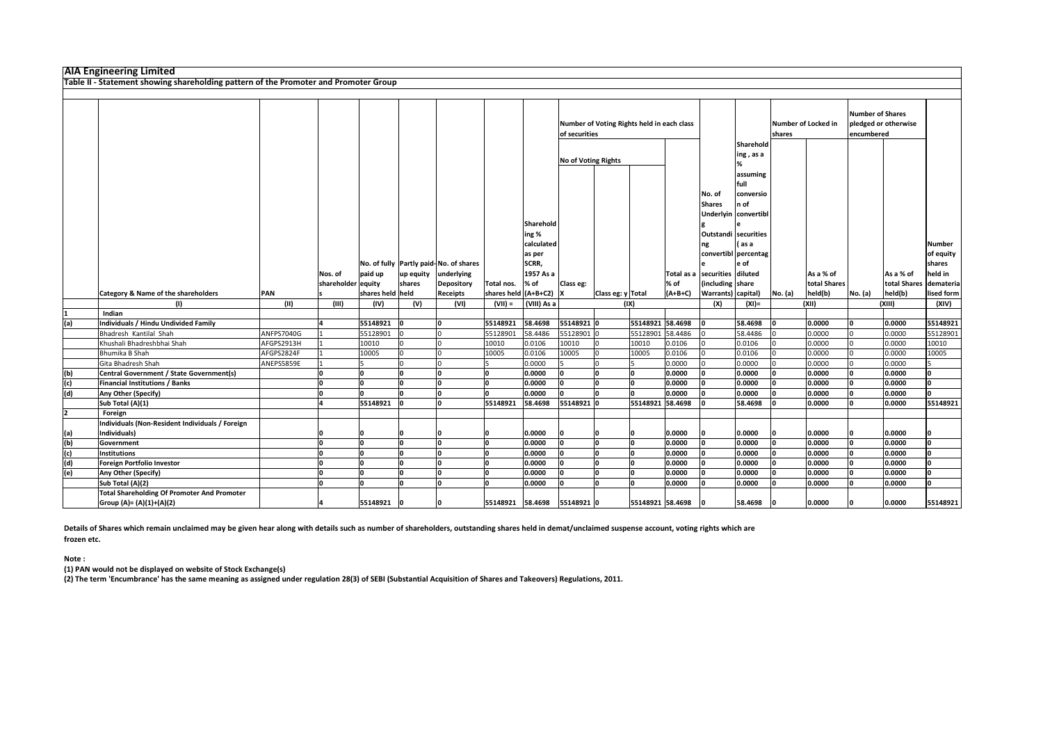# AIA Engineering Limited

## Table II - Statement showing shareholding pattern of the Promoter and Promoter Group

| | Category & Name of the shareholders | PAN | Nos. of shareholders | No. of fully paid up equity shares held | Partly paid-up equity shares held | No. of shares underlying Depository Receipts | Total nos. shares held | Shareholding % calculated as per SCRR, 1957 As a % of (A+B+C2) | Number of Voting Rights held in each class of securities | | | | No. of Shares Underlying Outstanding convertible securities (including Warrants) | Shareholding , as a % assuming full conversion of convertible securities ( as a percentage of diluted share capital) | Number of Locked in shares | | Number of Shares pledged or otherwise encumbered | | Number of equity shares held in dematerialised form |
|---|---|---|---|---|---|---|---|---|---|---|---|---|---|---|---|---|---|---|---|
| | | | | | | | | | No of Voting Rights | | | Total as a % of (A+B+C) | | | No. (a) | As a % of total Shares held(b) | No. (a) | As a % of total Shares held(b) | |
| | | | | | | | | | Class eg: X | Class eg: y | Total | | | | | | | | |
| | (I) | (II) | (III) | (IV) | (V) | (VI) | (VII) = | (VIII) As a | (IX) | | | | (X) | (XI)= | (XII) | | (XIII) | | (XIV) |
| 1 | **Indian** | | | | | | | | | | | | | | | | | | |
| (a) | **Individuals / Hindu Undivided Family** | | **4** | **55148921** | **0** | **0** | **55148921** | **58.4698** | **55148921** | **0** | **55148921** | **58.4698** | **0** | **58.4698** | **0** | **0.0000** | **0** | **0.0000** | **55148921** |
| | Bhadresh Kantilal Shah | ANFPS7040G | 1 | 55128901 | 0 | 0 | 55128901 | 58.4486 | 55128901 | 0 | 55128901 | 58.4486 | 0 | 58.4486 | 0 | 0.0000 | 0 | 0.0000 | 55128901 |
| | Khushali Bhadreshbhai Shah | AFGPS2913H | 1 | 10010 | 0 | 0 | 10010 | 0.0106 | 10010 | 0 | 10010 | 0.0106 | 0 | 0.0106 | 0 | 0.0000 | 0 | 0.0000 | 10010 |
| | Bhumika B Shah | AFGPS2824F | 1 | 10005 | 0 | 0 | 10005 | 0.0106 | 10005 | 0 | 10005 | 0.0106 | 0 | 0.0106 | 0 | 0.0000 | 0 | 0.0000 | 10005 |
| | Gita Bhadresh Shah | ANEPS5859E | 1 | 5 | 0 | 0 | 5 | 0.0000 | 5 | 0 | 5 | 0.0000 | 0 | 0.0000 | 0 | 0.0000 | 0 | 0.0000 | 5 |
| (b) | **Central Government / State Government(s)** | | **0** | **0** | **0** | **0** | **0** | **0.0000** | **0** | **0** | **0** | **0.0000** | **0** | **0.0000** | **0** | **0.0000** | **0** | **0.0000** | **0** |
| (c) | **Financial Institutions / Banks** | | **0** | **0** | **0** | **0** | **0** | **0.0000** | **0** | **0** | **0** | **0.0000** | **0** | **0.0000** | **0** | **0.0000** | **0** | **0.0000** | **0** |
| (d) | **Any Other (Specify)** | | **0** | **0** | **0** | **0** | **0** | **0.0000** | **0** | **0** | **0** | **0.0000** | **0** | **0.0000** | **0** | **0.0000** | **0** | **0.0000** | **0** |
| | **Sub Total (A)(1)** | | **4** | **55148921** | **0** | **0** | **55148921** | **58.4698** | **55148921** | **0** | **55148921** | **58.4698** | **0** | **58.4698** | **0** | **0.0000** | **0** | **0.0000** | **55148921** |
| 2 | **Foreign** | | | | | | | | | | | | | | | | | | |
| (a) | **Individuals (Non-Resident Individuals / Foreign Individuals)** | | **0** | **0** | **0** | **0** | **0** | **0.0000** | **0** | **0** | **0** | **0.0000** | **0** | **0.0000** | **0** | **0.0000** | **0** | **0.0000** | **0** |
| (b) | **Government** | | **0** | **0** | **0** | **0** | **0** | **0.0000** | **0** | **0** | **0** | **0.0000** | **0** | **0.0000** | **0** | **0.0000** | **0** | **0.0000** | **0** |
| (c) | **Institutions** | | **0** | **0** | **0** | **0** | **0** | **0.0000** | **0** | **0** | **0** | **0.0000** | **0** | **0.0000** | **0** | **0.0000** | **0** | **0.0000** | **0** |
| (d) | **Foreign Portfolio Investor** | | **0** | **0** | **0** | **0** | **0** | **0.0000** | **0** | **0** | **0** | **0.0000** | **0** | **0.0000** | **0** | **0.0000** | **0** | **0.0000** | **0** |
| (e) | **Any Other (Specify)** | | **0** | **0** | **0** | **0** | **0** | **0.0000** | **0** | **0** | **0** | **0.0000** | **0** | **0.0000** | **0** | **0.0000** | **0** | **0.0000** | **0** |
| | **Sub Total (A)(2)** | | **0** | **0** | **0** | **0** | **0** | **0.0000** | **0** | **0** | **0** | **0.0000** | **0** | **0.0000** | **0** | **0.0000** | **0** | **0.0000** | **0** |
| | **Total Shareholding Of Promoter And Promoter Group (A)= (A)(1)+(A)(2)** | | **4** | **55148921** | **0** | **0** | **55148921** | **58.4698** | **55148921** | **0** | **55148921** | **58.4698** | **0** | **58.4698** | **0** | **0.0000** | **0** | **0.0000** | **55148921** |

**Details of Shares which remain unclaimed may be given hear along with details such as number of shareholders, outstanding shares held in demat/unclaimed suspense account, voting rights which are frozen etc.**

**Note :**

**(1) PAN would not be displayed on website of Stock Exchange(s)**

**(2) The term 'Encumbrance' has the same meaning as assigned under regulation 28(3) of SEBI (Substantial Acquisition of Shares and Takeovers) Regulations, 2011.**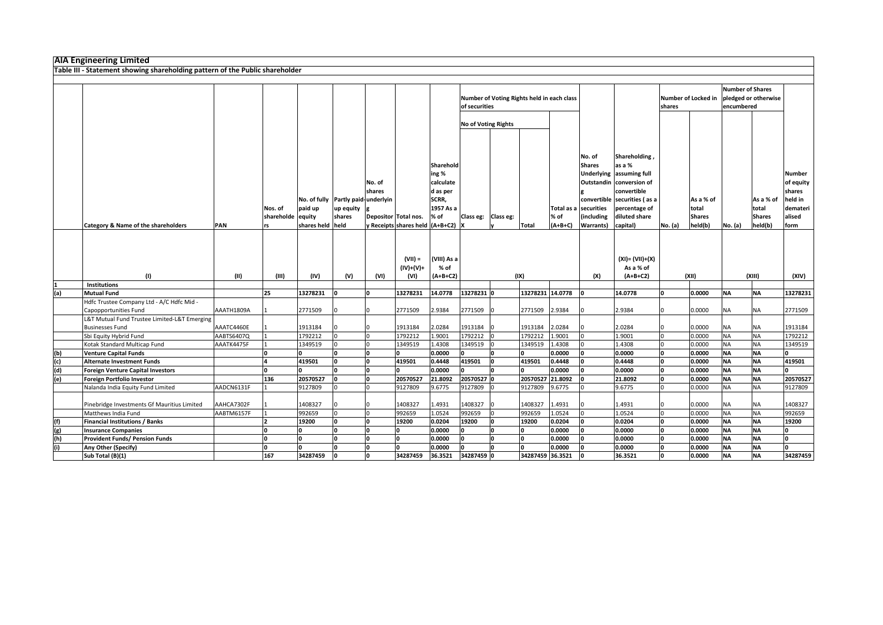# AIA Engineering Limited

## Table III - Statement showing shareholding pattern of the Public shareholder

| | Category & Name of the shareholders | PAN | Nos. of shareholders | No. of fully paid up equity shares held | Partly paid-up equity shares held | No. of shares underlying Depository Receipts | Total nos. shares held | Shareholding % calculated as per SCRR, 1957 As a % of (A+B+C2) | Number of Voting Rights held in each class of securities | | | | No. of Shares Underlying Outstanding convertible securities (including Warrants) | Shareholding , as a % assuming full conversion of convertible securities ( as a percentage of diluted share capital) | Number of Locked in shares | | Number of Shares pledged or otherwise encumbered | | Number of equity shares held in dematerialised form |
|---|---|---|---|---|---|---|---|---|---|---|---|---|---|---|---|---|---|---|---|
| | | | | | | | | | No of Voting Rights | | | Total as a % of (A+B+C) | | | No. (a) | As a % of total Shares held(b) | No. (a) | As a % of total Shares held(b) | |
| | | | | | | | | | Class eg: X | Class eg: y | Total | | | | | | | | |
| | (I) | (II) | (III) | (IV) | (V) | (VI) | (VII) = (IV)+(V)+ (VI) | (VIII) As a % of (A+B+C2) | (IX) | | | | (X) | (XI)= (VII)+(X) As a % of (A+B+C2) | (XII) | | (XIII) | | (XIV) |
| **1** | **Institutions** | | | | | | | | | | | | | | | | | | |
| **(a)** | **Mutual Fund** | | **25** | **13278231** | **0** | **0** | **13278231** | **14.0778** | **13278231** | **0** | **13278231** | **14.0778** | **0** | **14.0778** | **0** | **0.0000** | **NA** | **NA** | **13278231** |
| | Hdfc Trustee Company Ltd - A/C Hdfc Mid - Capopportunities Fund | AAATH1809A | 1 | 2771509 | 0 | 0 | 2771509 | 2.9384 | 2771509 | 0 | 2771509 | 2.9384 | 0 | 2.9384 | 0 | 0.0000 | NA | NA | 2771509 |
| | L&T Mutual Fund Trustee Limited-L&T Emerging Businesses Fund | AAATC4460E | 1 | 1913184 | 0 | 0 | 1913184 | 2.0284 | 1913184 | 0 | 1913184 | 2.0284 | 0 | 2.0284 | 0 | 0.0000 | NA | NA | 1913184 |
| | Sbi Equity Hybrid Fund | AABTS6407Q | 1 | 1792212 | 0 | 0 | 1792212 | 1.9001 | 1792212 | 0 | 1792212 | 1.9001 | 0 | 1.9001 | 0 | 0.0000 | NA | NA | 1792212 |
| | Kotak Standard Multicap Fund | AAATK4475F | 1 | 1349519 | 0 | 0 | 1349519 | 1.4308 | 1349519 | 0 | 1349519 | 1.4308 | 0 | 1.4308 | 0 | 0.0000 | NA | NA | 1349519 |
| **(b)** | **Venture Capital Funds** | | **0** | **0** | **0** | **0** | **0** | **0.0000** | **0** | **0** | **0** | **0.0000** | **0** | **0.0000** | **0** | **0.0000** | **NA** | **NA** | **0** |
| **(c)** | **Alternate Investment Funds** | | **4** | **419501** | **0** | **0** | **419501** | **0.4448** | **419501** | **0** | **419501** | **0.4448** | **0** | **0.4448** | **0** | **0.0000** | **NA** | **NA** | **419501** |
| **(d)** | **Foreign Venture Capital Investors** | | **0** | **0** | **0** | **0** | **0** | **0.0000** | **0** | **0** | **0** | **0.0000** | **0** | **0.0000** | **0** | **0.0000** | **NA** | **NA** | **0** |
| **(e)** | **Foreign Portfolio Investor** | | **136** | **20570527** | **0** | **0** | **20570527** | **21.8092** | **20570527** | **0** | **20570527** | **21.8092** | **0** | **21.8092** | **0** | **0.0000** | **NA** | **NA** | **20570527** |
| | Nalanda India Equity Fund Limited | AADCN6131F | 1 | 9127809 | 0 | 0 | 9127809 | 9.6775 | 9127809 | 0 | 9127809 | 9.6775 | 0 | 9.6775 | 0 | 0.0000 | NA | NA | 9127809 |
| | Pinebridge Investments Gf Mauritius Limited | AAHCA7302F | 1 | 1408327 | 0 | 0 | 1408327 | 1.4931 | 1408327 | 0 | 1408327 | 1.4931 | 0 | 1.4931 | 0 | 0.0000 | NA | NA | 1408327 |
| | Matthews India Fund | AABTM6157F | 1 | 992659 | 0 | 0 | 992659 | 1.0524 | 992659 | 0 | 992659 | 1.0524 | 0 | 1.0524 | 0 | 0.0000 | NA | NA | 992659 |
| **(f)** | **Financial Institutions / Banks** | | **2** | **19200** | **0** | **0** | **19200** | **0.0204** | **19200** | **0** | **19200** | **0.0204** | **0** | **0.0204** | **0** | **0.0000** | **NA** | **NA** | **19200** |
| **(g)** | **Insurance Companies** | | **0** | **0** | **0** | **0** | **0** | **0.0000** | **0** | **0** | **0** | **0.0000** | **0** | **0.0000** | **0** | **0.0000** | **NA** | **NA** | **0** |
| **(h)** | **Provident Funds/ Pension Funds** | | **0** | **0** | **0** | **0** | **0** | **0.0000** | **0** | **0** | **0** | **0.0000** | **0** | **0.0000** | **0** | **0.0000** | **NA** | **NA** | **0** |
| **(i)** | **Any Other (Specify)** | | **0** | **0** | **0** | **0** | **0** | **0.0000** | **0** | **0** | **0** | **0.0000** | **0** | **0.0000** | **0** | **0.0000** | **NA** | **NA** | **0** |
| | **Sub Total (B)(1)** | | **167** | **34287459** | **0** | **0** | **34287459** | **36.3521** | **34287459** | **0** | **34287459** | **36.3521** | **0** | **36.3521** | **0** | **0.0000** | **NA** | **NA** | **34287459** |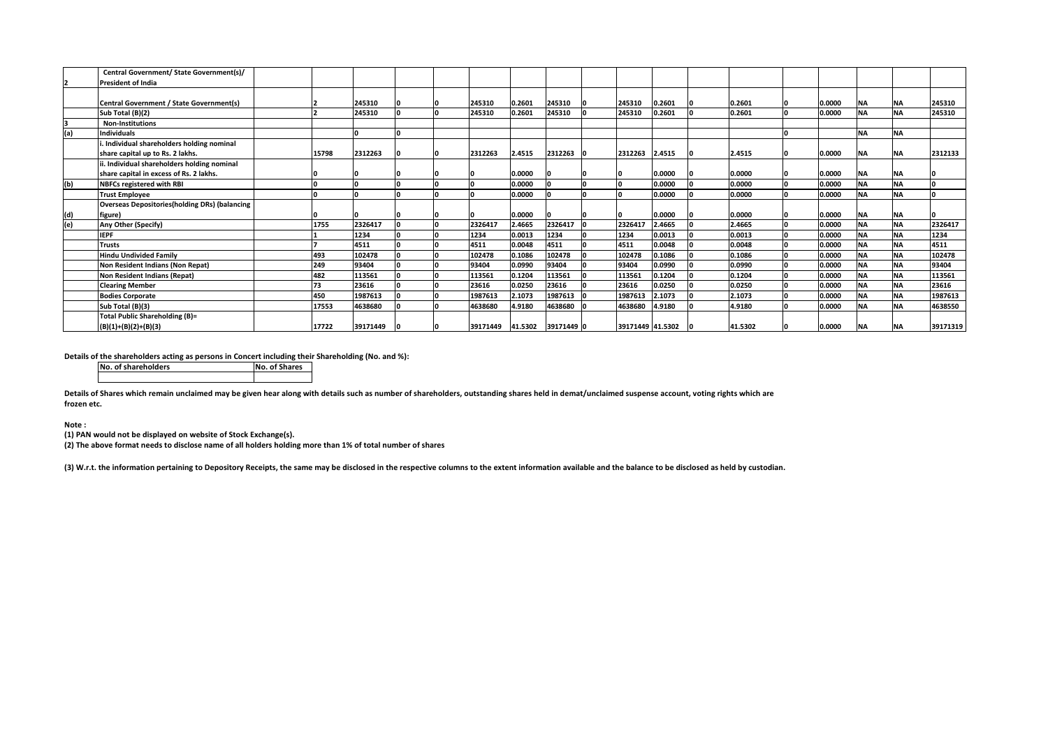| | | | | | | | | | | | | | | | | | | | |
|---|---|---|---|---|---|---|---|---|---|---|---|---|---|---|---|---|---|---|---|
| **2** | **Central Government/ State Government(s)/ President of India** | | | | | | | | | | | | | | | | | | |
| | **Central Government / State Government(s)** | | **2** | **245310** | **0** | **0** | **245310** | **0.2601** | **245310** | **0** | **245310** | **0.2601** | **0** | **0.2601** | **0** | **0.0000** | **NA** | **NA** | **245310** |
| | **Sub Total (B)(2)** | | **2** | **245310** | **0** | **0** | **245310** | **0.2601** | **245310** | **0** | **245310** | **0.2601** | **0** | **0.2601** | **0** | **0.0000** | **NA** | **NA** | **245310** |
| **3** | **Non-Institutions** | | | | | | | | | | | | | | | | | | |
| **(a)** | **Individuals** | | | **0** | **0** | | | | | | | | | | **0** | | **NA** | **NA** | |
| | **i. Individual shareholders holding nominal share capital up to Rs. 2 lakhs.** | | **15798** | **2312263** | **0** | **0** | **2312263** | **2.4515** | **2312263** | **0** | **2312263** | **2.4515** | **0** | **2.4515** | **0** | **0.0000** | **NA** | **NA** | **2312133** |
| | **ii. Individual shareholders holding nominal share capital in excess of Rs. 2 lakhs.** | | **0** | **0** | **0** | **0** | **0** | **0.0000** | **0** | **0** | **0** | **0.0000** | **0** | **0.0000** | **0** | **0.0000** | **NA** | **NA** | **0** |
| **(b)** | **NBFCs registered with RBI** | | **0** | **0** | **0** | **0** | **0** | **0.0000** | **0** | **0** | **0** | **0.0000** | **0** | **0.0000** | **0** | **0.0000** | **NA** | **NA** | **0** |
| | **Trust Employee** | | **0** | **0** | **0** | **0** | **0** | **0.0000** | **0** | **0** | **0** | **0.0000** | **0** | **0.0000** | **0** | **0.0000** | **NA** | **NA** | **0** |
| **(d)** | **Overseas Depositories(holding DRs) (balancing figure)** | | **0** | **0** | **0** | **0** | **0** | **0.0000** | **0** | **0** | **0** | **0.0000** | **0** | **0.0000** | **0** | **0.0000** | **NA** | **NA** | **0** |
| **(e)** | **Any Other (Specify)** | | **1755** | **2326417** | **0** | **0** | **2326417** | **2.4665** | **2326417** | **0** | **2326417** | **2.4665** | **0** | **2.4665** | **0** | **0.0000** | **NA** | **NA** | **2326417** |
| | **IEPF** | | **1** | **1234** | **0** | **0** | **1234** | **0.0013** | **1234** | **0** | **1234** | **0.0013** | **0** | **0.0013** | **0** | **0.0000** | **NA** | **NA** | **1234** |
| | **Trusts** | | **7** | **4511** | **0** | **0** | **4511** | **0.0048** | **4511** | **0** | **4511** | **0.0048** | **0** | **0.0048** | **0** | **0.0000** | **NA** | **NA** | **4511** |
| | **Hindu Undivided Family** | | **493** | **102478** | **0** | **0** | **102478** | **0.1086** | **102478** | **0** | **102478** | **0.1086** | **0** | **0.1086** | **0** | **0.0000** | **NA** | **NA** | **102478** |
| | **Non Resident Indians (Non Repat)** | | **249** | **93404** | **0** | **0** | **93404** | **0.0990** | **93404** | **0** | **93404** | **0.0990** | **0** | **0.0990** | **0** | **0.0000** | **NA** | **NA** | **93404** |
| | **Non Resident Indians (Repat)** | | **482** | **113561** | **0** | **0** | **113561** | **0.1204** | **113561** | **0** | **113561** | **0.1204** | **0** | **0.1204** | **0** | **0.0000** | **NA** | **NA** | **113561** |
| | **Clearing Member** | | **73** | **23616** | **0** | **0** | **23616** | **0.0250** | **23616** | **0** | **23616** | **0.0250** | **0** | **0.0250** | **0** | **0.0000** | **NA** | **NA** | **23616** |
| | **Bodies Corporate** | | **450** | **1987613** | **0** | **0** | **1987613** | **2.1073** | **1987613** | **0** | **1987613** | **2.1073** | **0** | **2.1073** | **0** | **0.0000** | **NA** | **NA** | **1987613** |
| | **Sub Total (B)(3)** | | **17553** | **4638680** | **0** | **0** | **4638680** | **4.9180** | **4638680** | **0** | **4638680** | **4.9180** | **0** | **4.9180** | **0** | **0.0000** | **NA** | **NA** | **4638550** |
| | **Total Public Shareholding (B)= (B)(1)+(B)(2)+(B)(3)** | | **17722** | **39171449** | **0** | **0** | **39171449** | **41.5302** | **39171449** | **0** | **39171449** | **41.5302** | **0** | **41.5302** | **0** | **0.0000** | **NA** | **NA** | **39171319** |

**Details of the shareholders acting as persons in Concert including their Shareholding (No. and %):**

| No. of shareholders | No. of Shares |
|---|---|
| | |

**Details of Shares which remain unclaimed may be given hear along with details such as number of shareholders, outstanding shares held in demat/unclaimed suspense account, voting rights which are frozen etc.**

**Note :**

**(1) PAN would not be displayed on website of Stock Exchange(s).**

**(2) The above format needs to disclose name of all holders holding more than 1% of total number of shares**

**(3) W.r.t. the information pertaining to Depository Receipts, the same may be disclosed in the respective columns to the extent information available and the balance to be disclosed as held by custodian.**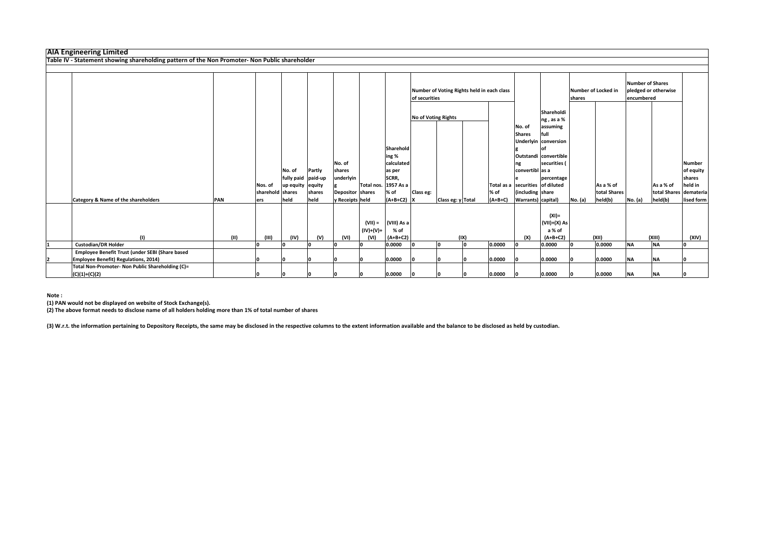# AIA Engineering Limited

## Table IV - Statement showing shareholding pattern of the Non Promoter- Non Public shareholder

| | Category & Name of the shareholders | PAN | Nos. of shareholders | No. of fully paid up equity shares held | Partly paid-up equity shares held | No. of shares underlying Depository Receipts | Total nos. shares held | Shareholding % calculated as per SCRR, 1957 As a % of (A+B+C2) | Number of Voting Rights held in each class of securities | | | | No. of Shares Underlying Outstanding convertible securities (including Warrants) | Shareholding , as a % assuming full conversion of convertible securities ( as a percentage of diluted share capital) | Number of Locked in shares | | Number of Shares pledged or otherwise encumbered | | Number of equity shares held in dematerialised form |
|---|---|---|---|---|---|---|---|---|---|---|---|---|---|---|---|---|---|---|---|
| | | | | | | | | | No of Voting Rights | | | Total as a % of (A+B+C) | | | No. (a) | As a % of total Shares held(b) | No. (a) | As a % of total Shares held(b) | |
| | | | | | | | | | Class eg: X | Class eg: y | Total | | | | | | | | |
| | (I) | (II) | (III) | (IV) | (V) | (VI) | (VII) = (IV)+(V)+ (VI) | (VIII) As a % of (A+B+C2) | (IX) | | | | (X) | (XI)= (VII)+(X) As a % of (A+B+C2) | (XII) | | (XIII) | | (XIV) |
| 1 | Custodian/DR Holder | | 0 | 0 | 0 | 0 | 0 | 0.0000 | 0 | 0 | 0 | 0.0000 | 0 | 0.0000 | 0 | 0.0000 | NA | NA | 0 |
| 2 | Employee Benefit Trust (under SEBI (Share based Employee Benefit) Regulations, 2014) | | 0 | 0 | 0 | 0 | 0 | 0.0000 | 0 | 0 | 0 | 0.0000 | 0 | 0.0000 | 0 | 0.0000 | NA | NA | 0 |
| | Total Non-Promoter- Non Public Shareholding (C)= (C)(1)+(C)(2) | | 0 | 0 | 0 | 0 | 0 | 0.0000 | 0 | 0 | 0 | 0.0000 | 0 | 0.0000 | 0 | 0.0000 | NA | NA | 0 |

**Note :**

**(1) PAN would not be displayed on website of Stock Exchange(s).**

**(2) The above format needs to disclose name of all holders holding more than 1% of total number of shares**

**(3) W.r.t. the information pertaining to Depository Receipts, the same may be disclosed in the respective columns to the extent information available and the balance to be disclosed as held by custodian.**